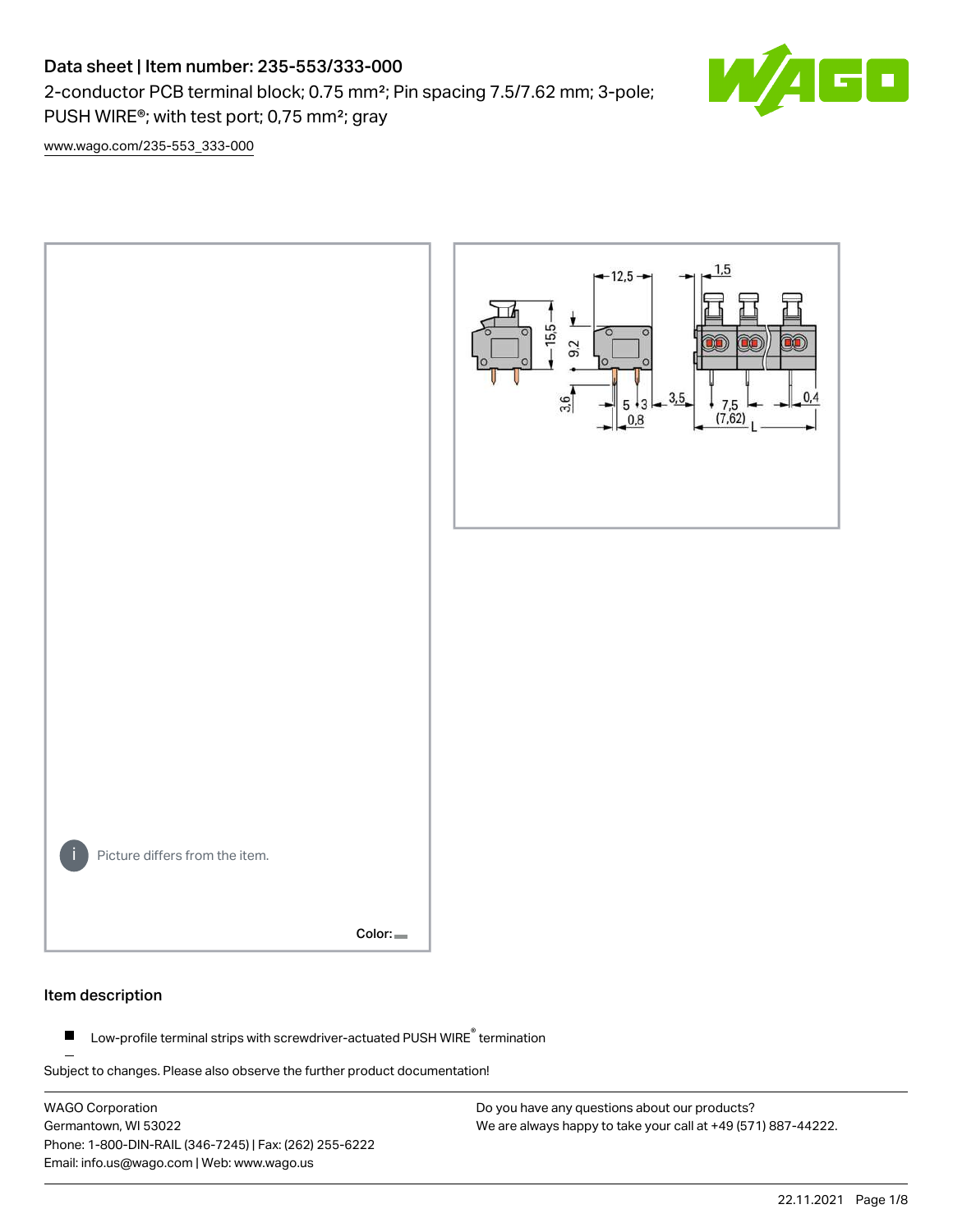# Data sheet | Item number: 235-553/333-000

2-conductor PCB terminal block; 0.75 mm²; Pin spacing 7.5/7.62 mm; 3-pole; PUSH WIRE®; with test port; 0,75 mm²; gray

www.wago.com/235-553_333-000

Picture differs from the item.

Color:

12,5
1,5
15,5
9,2
3,6
5
3
0,8
3,5
7,5
(7,62)
L
0,4

## Item description

- Low-profile terminal strips with screwdriver-actuated PUSH WIRE® termination

Subject to changes. Please also observe the further product documentation!

WAGO Corporation
Germantown, WI 53022
Phone: 1-800-DIN-RAIL (346-7245) | Fax: (262) 255-6222
Email: info.us@wago.com | Web: www.wago.us

Do you have any questions about our products?
We are always happy to take your call at +49 (571) 887-44222.

22.11.2021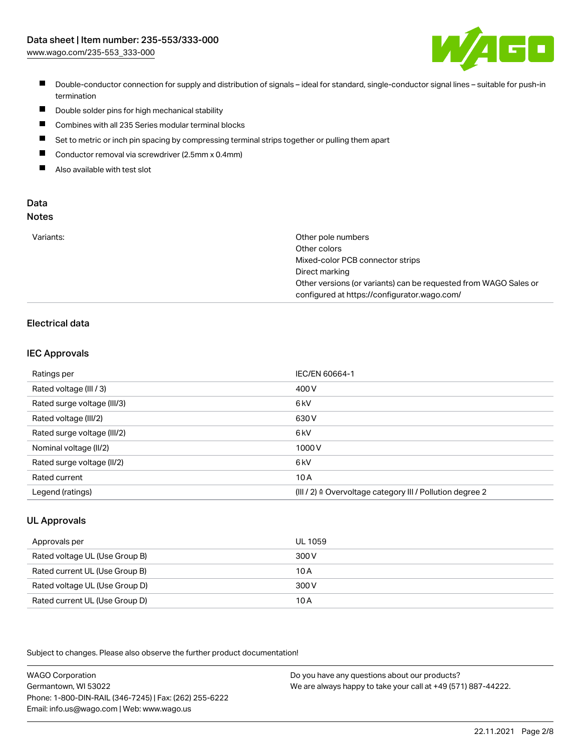- Double-conductor connection for supply and distribution of signals – ideal for standard, single-conductor signal lines – suitable for push-in termination
- Double solder pins for high mechanical stability
- Combines with all 235 Series modular terminal blocks
- Set to metric or inch pin spacing by compressing terminal strips together or pulling them apart
- Conductor removal via screwdriver (2.5mm x 0.4mm)
- Also available with test slot

## Data

### Notes

| | |
|---|---|
| Variants: | Other pole numbers<br>Other colors<br>Mixed-color PCB connector strips<br>Direct marking<br>Other versions (or variants) can be requested from WAGO Sales or configured at https://configurator.wago.com/ |

### Electrical data

#### IEC Approvals

| | |
|---|---|
| Ratings per | IEC/EN 60664-1 |
| Rated voltage (III / 3) | 400 V |
| Rated surge voltage (III/3) | 6 kV |
| Rated voltage (III/2) | 630 V |
| Rated surge voltage (III/2) | 6 kV |
| Nominal voltage (II/2) | 1000 V |
| Rated surge voltage (II/2) | 6 kV |
| Rated current | 10 A |
| Legend (ratings) | (III / 2) ≙ Overvoltage category III / Pollution degree 2 |

#### UL Approvals

| | |
|---|---|
| Approvals per | UL 1059 |
| Rated voltage UL (Use Group B) | 300 V |
| Rated current UL (Use Group B) | 10 A |
| Rated voltage UL (Use Group D) | 300 V |
| Rated current UL (Use Group D) | 10 A |

Subject to changes. Please also observe the further product documentation!

WAGO Corporation
Germantown, WI 53022
Phone: 1-800-DIN-RAIL (346-7245) | Fax: (262) 255-6222
Email: info.us@wago.com | Web: www.wago.us

Do you have any questions about our products?
We are always happy to take your call at +49 (571) 887-44222.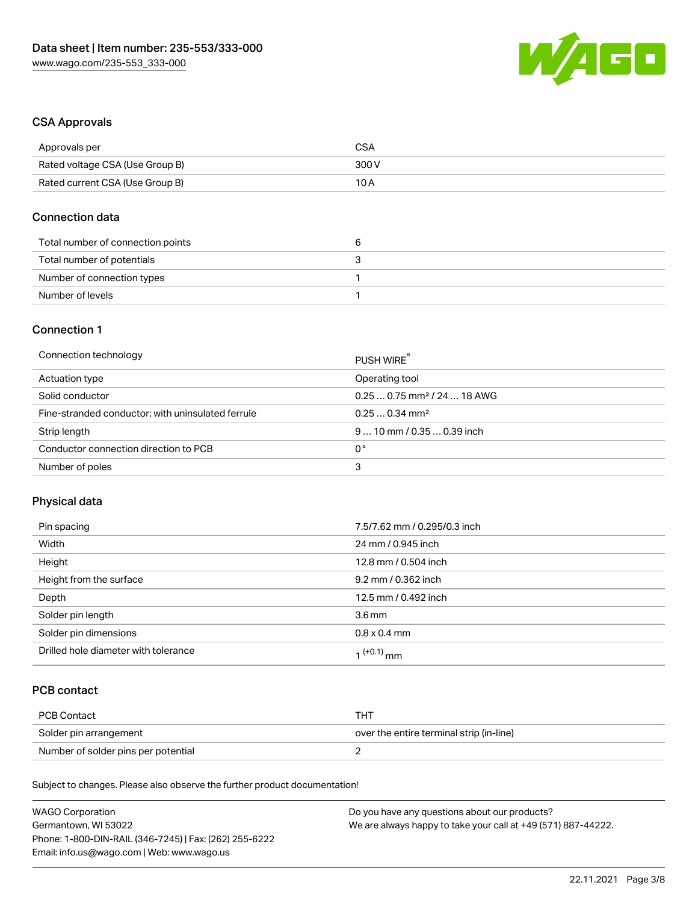## CSA Approvals

| | |
|---|---|
| Approvals per | CSA |
| Rated voltage CSA (Use Group B) | 300 V |
| Rated current CSA (Use Group B) | 10 A |

## Connection data

| | |
|---|---|
| Total number of connection points | 6 |
| Total number of potentials | 3 |
| Number of connection types | 1 |
| Number of levels | 1 |

## Connection 1

| | |
|---|---|
| Connection technology | PUSH WIRE® |
| Actuation type | Operating tool |
| Solid conductor | 0.25 … 0.75 mm² / 24 … 18 AWG |
| Fine-stranded conductor; with uninsulated ferrule | 0.25 … 0.34 mm² |
| Strip length | 9 … 10 mm / 0.35 … 0.39 inch |
| Conductor connection direction to PCB | 0 ° |
| Number of poles | 3 |

## Physical data

| | |
|---|---|
| Pin spacing | 7.5/7.62 mm / 0.295/0.3 inch |
| Width | 24 mm / 0.945 inch |
| Height | 12.8 mm / 0.504 inch |
| Height from the surface | 9.2 mm / 0.362 inch |
| Depth | 12.5 mm / 0.492 inch |
| Solder pin length | 3.6 mm |
| Solder pin dimensions | 0.8 x 0.4 mm |
| Drilled hole diameter with tolerance | $1^{(+0.1)}$ mm |

## PCB contact

| | |
|---|---|
| PCB Contact | THT |
| Solder pin arrangement | over the entire terminal strip (in-line) |
| Number of solder pins per potential | 2 |

Subject to changes. Please also observe the further product documentation!

WAGO Corporation
Germantown, WI 53022
Phone: 1-800-DIN-RAIL (346-7245) | Fax: (262) 255-6222
Email: info.us@wago.com | Web: www.wago.us

Do you have any questions about our products?
We are always happy to take your call at +49 (571) 887-44222.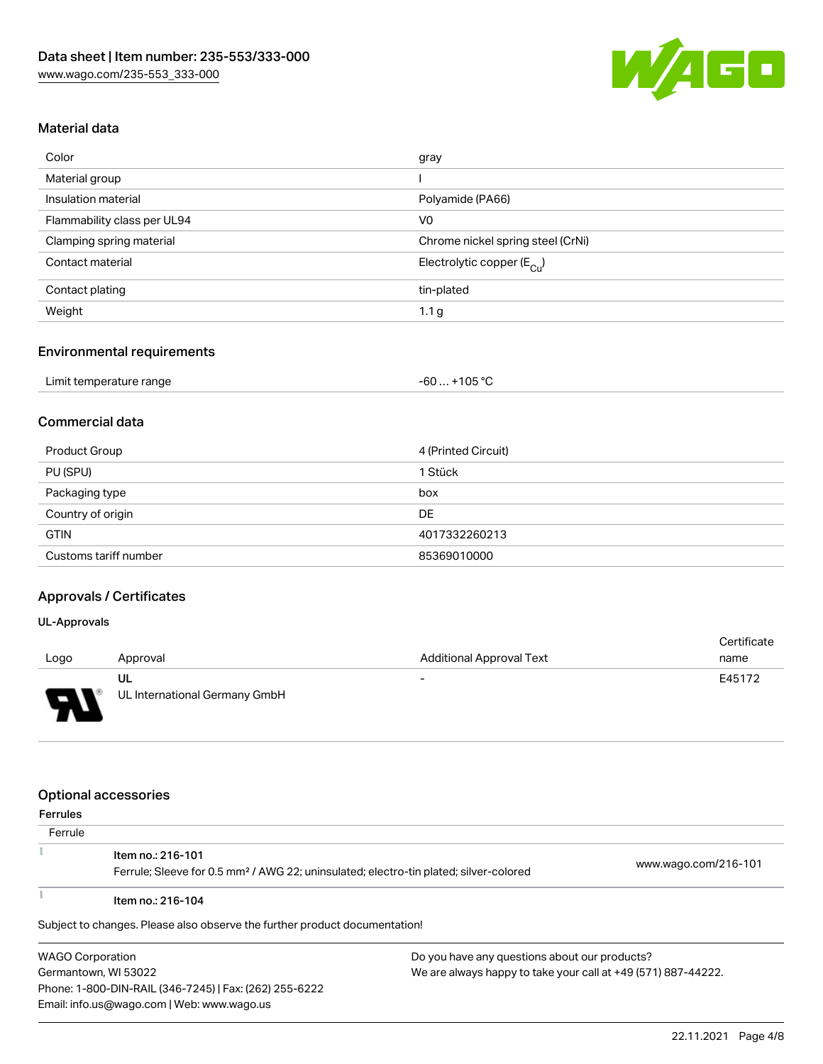## Material data

| | |
|---|---|
| Color | gray |
| Material group | I |
| Insulation material | Polyamide (PA66) |
| Flammability class per UL94 | V0 |
| Clamping spring material | Chrome nickel spring steel (CrNi) |
| Contact material | Electrolytic copper ($E_{Cu}$) |
| Contact plating | tin-plated |
| Weight | 1.1 g |

## Environmental requirements

| | |
|---|---|
| Limit temperature range | -60 … +105 °C |

## Commercial data

| | |
|---|---|
| Product Group | 4 (Printed Circuit) |
| PU (SPU) | 1 Stück |
| Packaging type | box |
| Country of origin | DE |
| GTIN | 4017332260213 |
| Customs tariff number | 85369010000 |

## Approvals / Certificates

### UL-Approvals

| Logo | Approval | Additional Approval Text | Certificate name |
|---|---|---|---|
| | UL<br>UL International Germany GmbH | - | E45172 |

## Optional accessories

### Ferrules

Ferrule

| | | |
|---|---|---|
| | Item no.: 216-101<br>Ferrule; Sleeve for 0.5 mm² / AWG 22; uninsulated; electro-tin plated; silver-colored | www.wago.com/216-101 |
| | Item no.: 216-104 | |

Subject to changes. Please also observe the further product documentation!

WAGO Corporation
Germantown, WI 53022
Phone: 1-800-DIN-RAIL (346-7245) | Fax: (262) 255-6222
Email: info.us@wago.com | Web: www.wago.us

Do you have any questions about our products?
We are always happy to take your call at +49 (571) 887-44222.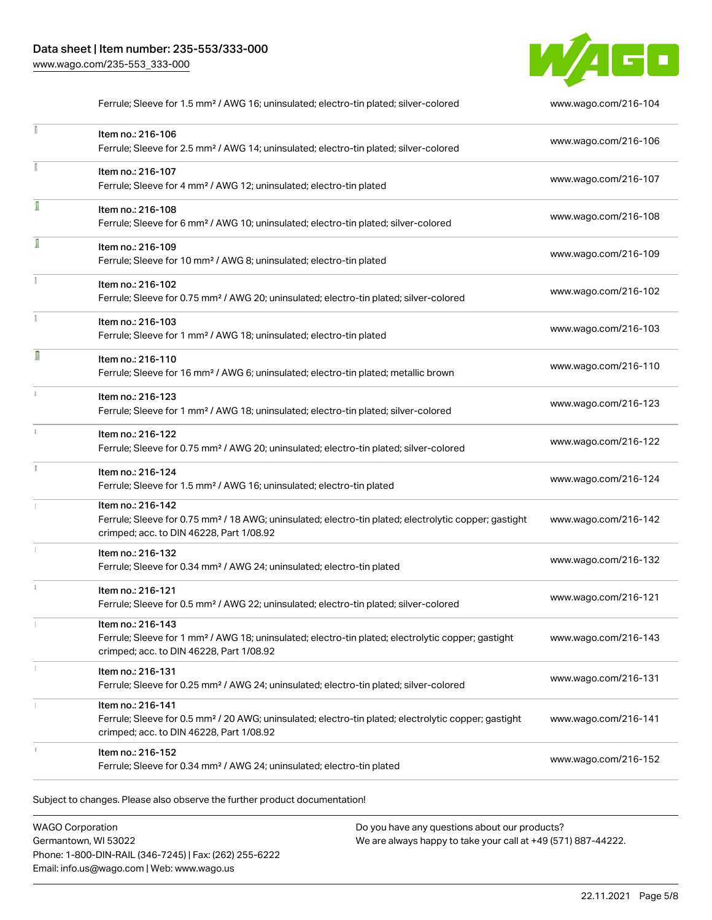| | | |
|---|---|---|
| | Ferrule; Sleeve for 1.5 mm² / AWG 16; uninsulated; electro-tin plated; silver-colored | www.wago.com/216-104 |
| | Item no.: 216-106<br>Ferrule; Sleeve for 2.5 mm² / AWG 14; uninsulated; electro-tin plated; silver-colored | www.wago.com/216-106 |
| | Item no.: 216-107<br>Ferrule; Sleeve for 4 mm² / AWG 12; uninsulated; electro-tin plated | www.wago.com/216-107 |
| | Item no.: 216-108<br>Ferrule; Sleeve for 6 mm² / AWG 10; uninsulated; electro-tin plated; silver-colored | www.wago.com/216-108 |
| | Item no.: 216-109<br>Ferrule; Sleeve for 10 mm² / AWG 8; uninsulated; electro-tin plated | www.wago.com/216-109 |
| | Item no.: 216-102<br>Ferrule; Sleeve for 0.75 mm² / AWG 20; uninsulated; electro-tin plated; silver-colored | www.wago.com/216-102 |
| | Item no.: 216-103<br>Ferrule; Sleeve for 1 mm² / AWG 18; uninsulated; electro-tin plated | www.wago.com/216-103 |
| | Item no.: 216-110<br>Ferrule; Sleeve for 16 mm² / AWG 6; uninsulated; electro-tin plated; metallic brown | www.wago.com/216-110 |
| | Item no.: 216-123<br>Ferrule; Sleeve for 1 mm² / AWG 18; uninsulated; electro-tin plated; silver-colored | www.wago.com/216-123 |
| | Item no.: 216-122<br>Ferrule; Sleeve for 0.75 mm² / AWG 20; uninsulated; electro-tin plated; silver-colored | www.wago.com/216-122 |
| | Item no.: 216-124<br>Ferrule; Sleeve for 1.5 mm² / AWG 16; uninsulated; electro-tin plated | www.wago.com/216-124 |
| | Item no.: 216-142<br>Ferrule; Sleeve for 0.75 mm² / 18 AWG; uninsulated; electro-tin plated; electrolytic copper; gastight crimped; acc. to DIN 46228, Part 1/08.92 | www.wago.com/216-142 |
| | Item no.: 216-132<br>Ferrule; Sleeve for 0.34 mm² / AWG 24; uninsulated; electro-tin plated | www.wago.com/216-132 |
| | Item no.: 216-121<br>Ferrule; Sleeve for 0.5 mm² / AWG 22; uninsulated; electro-tin plated; silver-colored | www.wago.com/216-121 |
| | Item no.: 216-143<br>Ferrule; Sleeve for 1 mm² / AWG 18; uninsulated; electro-tin plated; electrolytic copper; gastight crimped; acc. to DIN 46228, Part 1/08.92 | www.wago.com/216-143 |
| | Item no.: 216-131<br>Ferrule; Sleeve for 0.25 mm² / AWG 24; uninsulated; electro-tin plated; silver-colored | www.wago.com/216-131 |
| | Item no.: 216-141<br>Ferrule; Sleeve for 0.5 mm² / 20 AWG; uninsulated; electro-tin plated; electrolytic copper; gastight crimped; acc. to DIN 46228, Part 1/08.92 | www.wago.com/216-141 |
| | Item no.: 216-152<br>Ferrule; Sleeve for 0.34 mm² / AWG 24; uninsulated; electro-tin plated | www.wago.com/216-152 |

Subject to changes. Please also observe the further product documentation!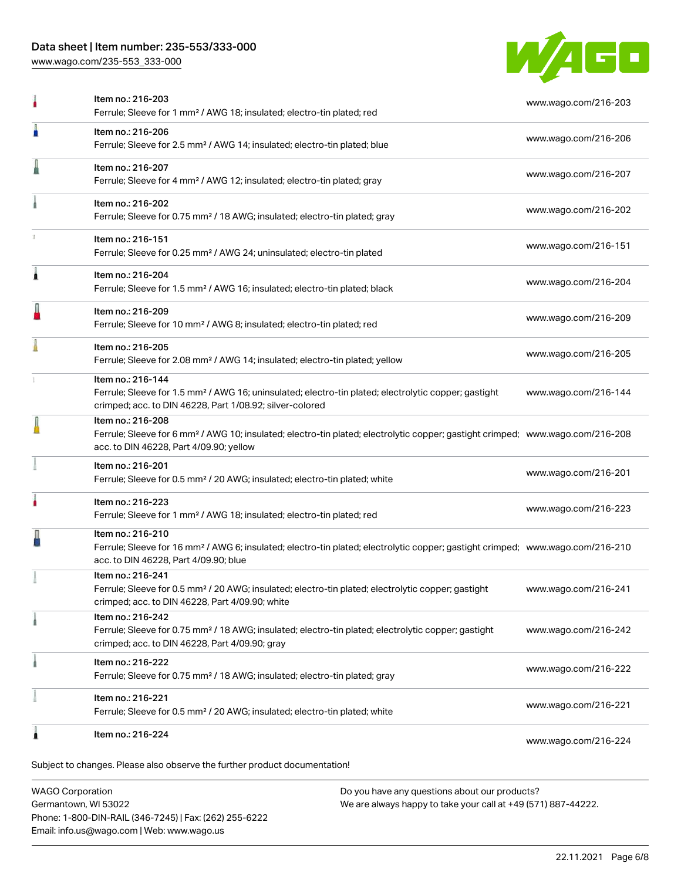| | | |
|---|---|---|
| | Item no.: 216-203<br>Ferrule; Sleeve for 1 mm² / AWG 18; insulated; electro-tin plated; red | www.wago.com/216-203 |
| | Item no.: 216-206<br>Ferrule; Sleeve for 2.5 mm² / AWG 14; insulated; electro-tin plated; blue | www.wago.com/216-206 |
| | Item no.: 216-207<br>Ferrule; Sleeve for 4 mm² / AWG 12; insulated; electro-tin plated; gray | www.wago.com/216-207 |
| | Item no.: 216-202<br>Ferrule; Sleeve for 0.75 mm² / 18 AWG; insulated; electro-tin plated; gray | www.wago.com/216-202 |
| | Item no.: 216-151<br>Ferrule; Sleeve for 0.25 mm² / AWG 24; uninsulated; electro-tin plated | www.wago.com/216-151 |
| | Item no.: 216-204<br>Ferrule; Sleeve for 1.5 mm² / AWG 16; insulated; electro-tin plated; black | www.wago.com/216-204 |
| | Item no.: 216-209<br>Ferrule; Sleeve for 10 mm² / AWG 8; insulated; electro-tin plated; red | www.wago.com/216-209 |
| | Item no.: 216-205<br>Ferrule; Sleeve for 2.08 mm² / AWG 14; insulated; electro-tin plated; yellow | www.wago.com/216-205 |
| | Item no.: 216-144<br>Ferrule; Sleeve for 1.5 mm² / AWG 16; uninsulated; electro-tin plated; electrolytic copper; gastight crimped; acc. to DIN 46228, Part 1/08.92; silver-colored | www.wago.com/216-144 |
| | Item no.: 216-208<br>Ferrule; Sleeve for 6 mm² / AWG 10; insulated; electro-tin plated; electrolytic copper; gastight crimped; acc. to DIN 46228, Part 4/09.90; yellow | www.wago.com/216-208 |
| | Item no.: 216-201<br>Ferrule; Sleeve for 0.5 mm² / 20 AWG; insulated; electro-tin plated; white | www.wago.com/216-201 |
| | Item no.: 216-223<br>Ferrule; Sleeve for 1 mm² / AWG 18; insulated; electro-tin plated; red | www.wago.com/216-223 |
| | Item no.: 216-210<br>Ferrule; Sleeve for 16 mm² / AWG 6; insulated; electro-tin plated; electrolytic copper; gastight crimped; acc. to DIN 46228, Part 4/09.90; blue | www.wago.com/216-210 |
| | Item no.: 216-241<br>Ferrule; Sleeve for 0.5 mm² / 20 AWG; insulated; electro-tin plated; electrolytic copper; gastight crimped; acc. to DIN 46228, Part 4/09.90; white | www.wago.com/216-241 |
| | Item no.: 216-242<br>Ferrule; Sleeve for 0.75 mm² / 18 AWG; insulated; electro-tin plated; electrolytic copper; gastight crimped; acc. to DIN 46228, Part 4/09.90; gray | www.wago.com/216-242 |
| | Item no.: 216-222<br>Ferrule; Sleeve for 0.75 mm² / 18 AWG; insulated; electro-tin plated; gray | www.wago.com/216-222 |
| | Item no.: 216-221<br>Ferrule; Sleeve for 0.5 mm² / 20 AWG; insulated; electro-tin plated; white | www.wago.com/216-221 |
| | Item no.: 216-224 | www.wago.com/216-224 |

Subject to changes. Please also observe the further product documentation!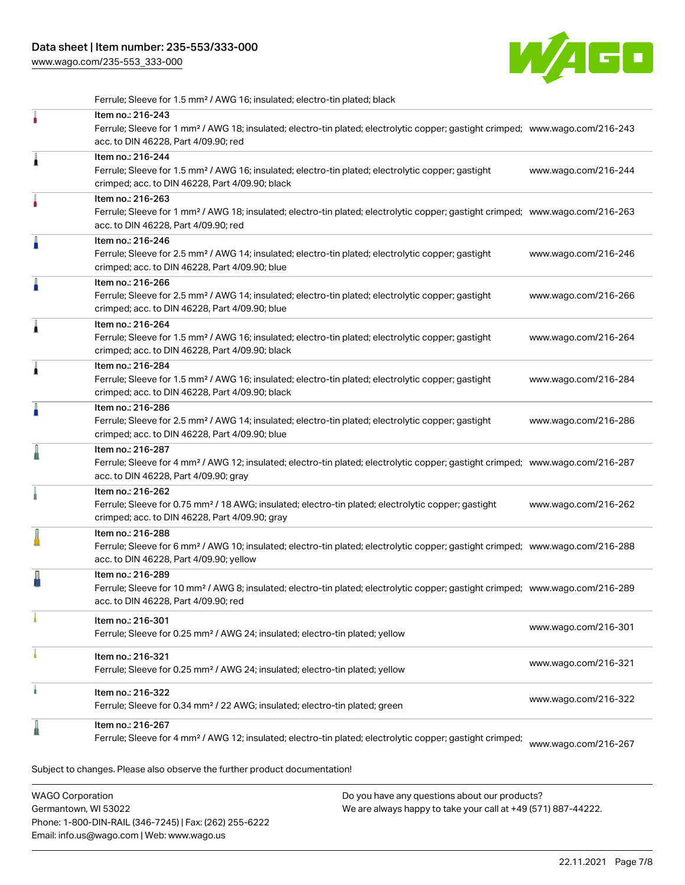Ferrule; Sleeve for 1.5 mm² / AWG 16; insulated; electro-tin plated; black

| | | |
|---|---|---|
| | Item no.: 216-243<br>Ferrule; Sleeve for 1 mm² / AWG 18; insulated; electro-tin plated; electrolytic copper; gastight crimped; acc. to DIN 46228, Part 4/09.90; red | www.wago.com/216-243 |
| | Item no.: 216-244<br>Ferrule; Sleeve for 1.5 mm² / AWG 16; insulated; electro-tin plated; electrolytic copper; gastight crimped; acc. to DIN 46228, Part 4/09.90; black | www.wago.com/216-244 |
| | Item no.: 216-263<br>Ferrule; Sleeve for 1 mm² / AWG 18; insulated; electro-tin plated; electrolytic copper; gastight crimped; acc. to DIN 46228, Part 4/09.90; red | www.wago.com/216-263 |
| | Item no.: 216-246<br>Ferrule; Sleeve for 2.5 mm² / AWG 14; insulated; electro-tin plated; electrolytic copper; gastight crimped; acc. to DIN 46228, Part 4/09.90; blue | www.wago.com/216-246 |
| | Item no.: 216-266<br>Ferrule; Sleeve for 2.5 mm² / AWG 14; insulated; electro-tin plated; electrolytic copper; gastight crimped; acc. to DIN 46228, Part 4/09.90; blue | www.wago.com/216-266 |
| | Item no.: 216-264<br>Ferrule; Sleeve for 1.5 mm² / AWG 16; insulated; electro-tin plated; electrolytic copper; gastight crimped; acc. to DIN 46228, Part 4/09.90; black | www.wago.com/216-264 |
| | Item no.: 216-284<br>Ferrule; Sleeve for 1.5 mm² / AWG 16; insulated; electro-tin plated; electrolytic copper; gastight crimped; acc. to DIN 46228, Part 4/09.90; black | www.wago.com/216-284 |
| | Item no.: 216-286<br>Ferrule; Sleeve for 2.5 mm² / AWG 14; insulated; electro-tin plated; electrolytic copper; gastight crimped; acc. to DIN 46228, Part 4/09.90; blue | www.wago.com/216-286 |
| | Item no.: 216-287<br>Ferrule; Sleeve for 4 mm² / AWG 12; insulated; electro-tin plated; electrolytic copper; gastight crimped; acc. to DIN 46228, Part 4/09.90; gray | www.wago.com/216-287 |
| | Item no.: 216-262<br>Ferrule; Sleeve for 0.75 mm² / 18 AWG; insulated; electro-tin plated; electrolytic copper; gastight crimped; acc. to DIN 46228, Part 4/09.90; gray | www.wago.com/216-262 |
| | Item no.: 216-288<br>Ferrule; Sleeve for 6 mm² / AWG 10; insulated; electro-tin plated; electrolytic copper; gastight crimped; acc. to DIN 46228, Part 4/09.90; yellow | www.wago.com/216-288 |
| | Item no.: 216-289<br>Ferrule; Sleeve for 10 mm² / AWG 8; insulated; electro-tin plated; electrolytic copper; gastight crimped; acc. to DIN 46228, Part 4/09.90; red | www.wago.com/216-289 |
| | Item no.: 216-301<br>Ferrule; Sleeve for 0.25 mm² / AWG 24; insulated; electro-tin plated; yellow | www.wago.com/216-301 |
| | Item no.: 216-321<br>Ferrule; Sleeve for 0.25 mm² / AWG 24; insulated; electro-tin plated; yellow | www.wago.com/216-321 |
| | Item no.: 216-322<br>Ferrule; Sleeve for 0.34 mm² / 22 AWG; insulated; electro-tin plated; green | www.wago.com/216-322 |
| | Item no.: 216-267<br>Ferrule; Sleeve for 4 mm² / AWG 12; insulated; electro-tin plated; electrolytic copper; gastight crimped; | www.wago.com/216-267 |

Subject to changes. Please also observe the further product documentation!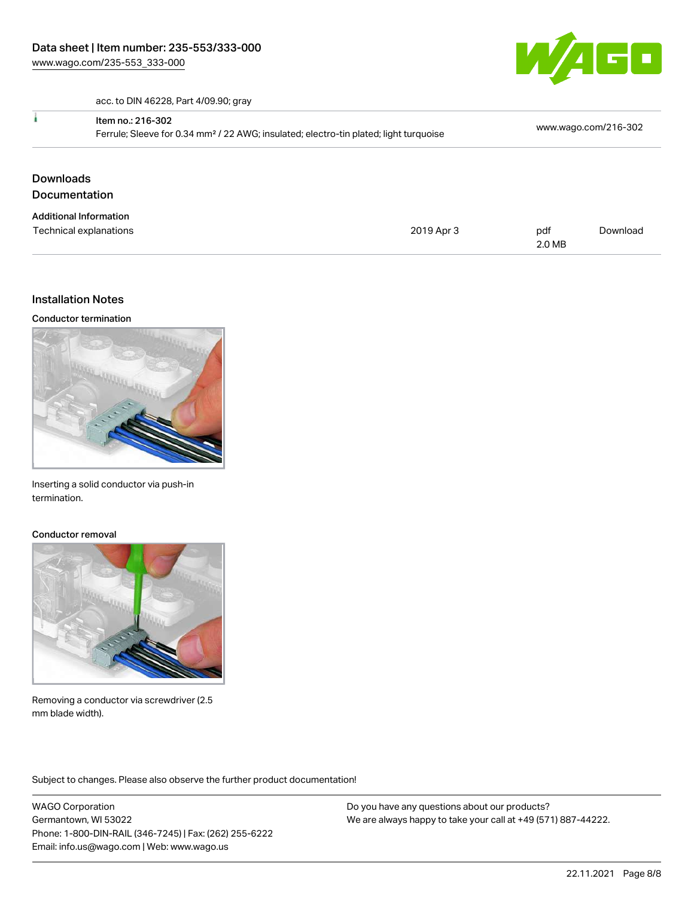acc. to DIN 46228, Part 4/09.90; gray

| | | |
|---|---|---|
| Item no.: 216-302<br>Ferrule; Sleeve for 0.34 mm² / 22 AWG; insulated; electro-tin plated; light turquoise | | www.wago.com/216-302 |

## Downloads

## Documentation

**Additional Information**

| | | | |
|---|---|---|---|
| Technical explanations | 2019 Apr 3 | pdf<br>2.0 MB | Download |

## Installation Notes

**Conductor termination**

Inserting a solid conductor via push-in termination.

**Conductor removal**

Removing a conductor via screwdriver (2.5 mm blade width).

Subject to changes. Please also observe the further product documentation!

WAGO Corporation
Germantown, WI 53022
Phone: 1-800-DIN-RAIL (346-7245) | Fax: (262) 255-6222
Email: info.us@wago.com | Web: www.wago.us

Do you have any questions about our products?
We are always happy to take your call at +49 (571) 887-44222.